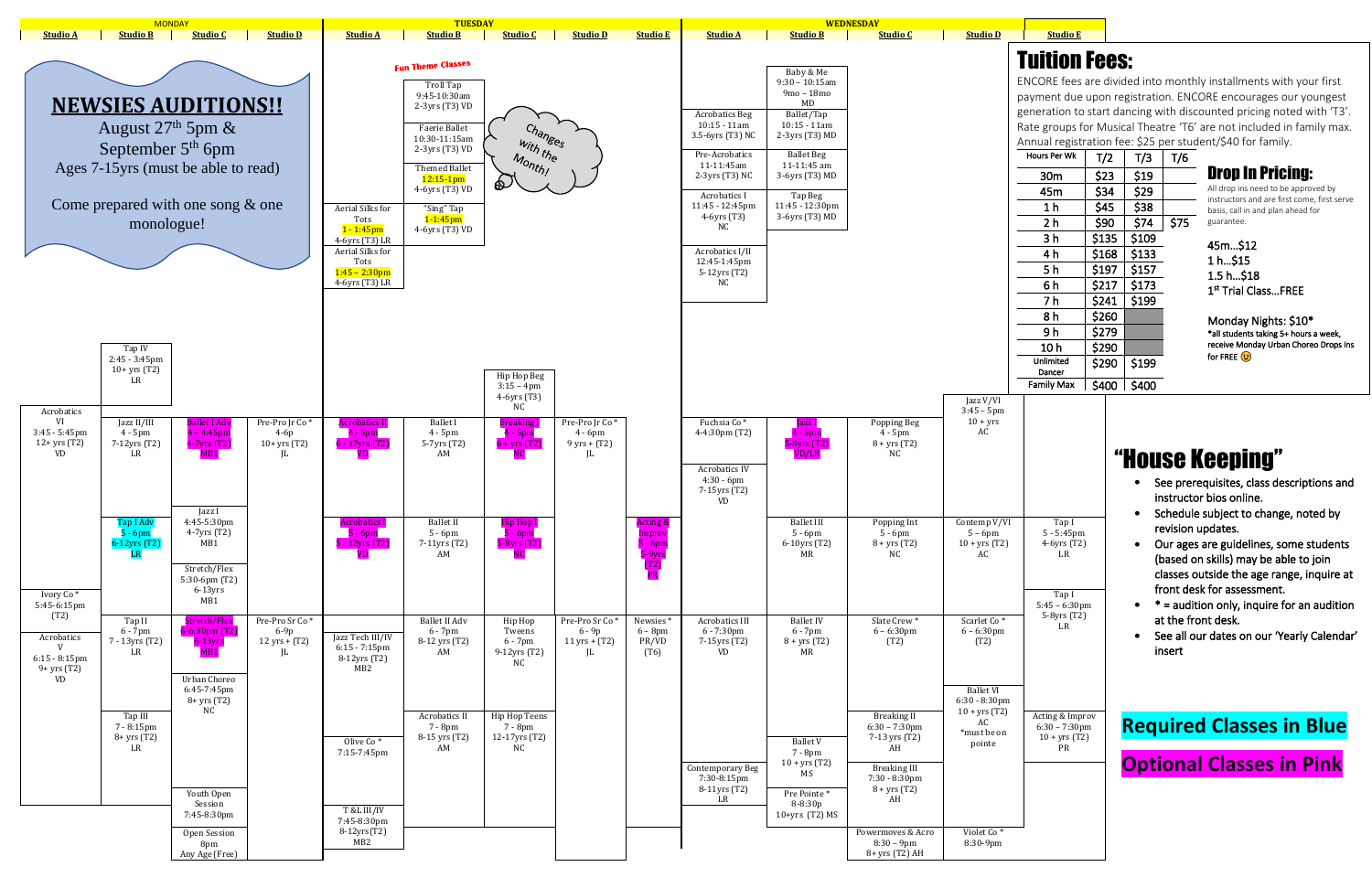# Dance Schedule

## MONDAY

**Studio A**
- Acrobatics VI — 3:45 - 5:45pm — 12+ yrs (T2) — VD
- Ivory Co* — 5:45-6:15pm — (T2)
- Acrobatics V — 6:15 - 8:15pm — 9+ yrs (T2) — VD

**Studio B**
- Tap IV — 2:45 - 3:45pm — 10+ yrs (T2) — LR
- Jazz II/III — 4 - 5pm — 7-12yrs (T2) — LR
- Tap I Adv — 5 - 6pm — 6-12yrs (T2) — LR
- Tap II — 6 - 7pm — 7 - 13yrs (T2) — LR
- Tap III — 7 - 8:15pm — 8+ yrs (T2) — LR

**Studio C**
- Ballet I Adv — 4 - 4:45pm — 4-7yrs (T2) — MB1
- Jazz I — 4:45-5:30pm — 4-7yrs (T2) — MB1
- Stretch/Flex — 5:30-6pm (T2) — 6-13yrs — MB1
- Stretch/Flex — 6-6:30pm (T2) — 6-13yrs — MB1
- Urban Choreo — 6:45-7:45pm — 8+ yrs (T2) — NC
- Youth Open Session — 7:45-8:30pm
- Open Session — 8pm — Any Age (Free)

**Studio D**
- Pre-Pro Jr Co* — 4-6p — 10+ yrs (T2) — JL
- Pre-Pro Sr Co* — 6-9p — 12 yrs + (T2) — JL

### NEWSIES AUDITIONS!!

August 27th 5pm & September 5th 6pm

Ages 7-15yrs (must be able to read)

Come prepared with one song & one monologue!

## TUESDAY

**Studio A**
- Aerial Silks for Tots — 1 - 1:45pm — 4-6yrs (T3) LR
- Aerial Silks for Tots — 1:45 – 2:30pm — 4-6yrs (T3) LR
- Acrobatics II — 4 - 5pm — 6 - 17yrs (T2) — VD
- Acrobatics I — 5 - 6pm — 5 - 12yrs (T2) — VD
- Jazz Tech III/IV — 6:15 - 7:15pm — 8-12yrs (T2) — MB2
- Olive Co* — 7:15-7:45pm
- T&L III/IV — 7:45-8:30pm — 8-12yrs (T2) — MB2

**Studio B**

Fun Theme Classes:
- Troll Tap — 9:45-10:30am — 2-3yrs (T3) VD
- Faerie Ballet — 10:30-11:15am — 2-3yrs (T3) VD
- Themed Ballet — 12:15-1pm — 4-6yrs (T3) VD
- "Sing" Tap — 1-1:45pm — 4-6yrs (T3) VD

(Changes with the Month!)

- Ballet I — 4 - 5pm — 5-7yrs (T2) — AM
- Ballet II — 5 - 6pm — 7-11yrs (T2) — AM
- Ballet II Adv — 6 - 7pm — 8-12 yrs (T2) — AM
- Acrobatics II — 7 - 8pm — 8-15 yrs (T2) — AM

**Studio C**
- Hip Hop Beg — 3:15 – 4pm — 4-6yrs (T3) — NC
- Breaking I — 4 - 5pm — 6+ yrs (T2) — NC
- Hip Hop I — 5 - 6pm — 5-8yrs (T2) — NC
- Hip Hop Tweens — 6 - 7pm — 9-12yrs (T2) — NC
- Hip Hop Teens — 7 - 8pm — 12-17yrs (T2) — NC

**Studio D**
- Pre-Pro Jr Co* — 4 - 6pm — 9 yrs + (T2) — JL
- Pre-Pro Sr Co* — 6 - 9p — 11 yrs + (T2) — JL

**Studio E**
- Acting & Improv — 5 - 6pm — 5-9yrs (T2) — PR
- Newsies* — 6 – 8pm — PR/VD — (T6)

## WEDNESDAY

**Studio A**
- Acrobatics Beg — 10:15 - 11am — 3.5-6yrs (T3) NC
- Pre-Acrobatics — 11-11:45am — 2-3yrs (T3) NC
- Acrobatics I — 11:45 - 12:45pm — 4-6yrs (T3) — NC
- Acrobatics I/II — 12:45-1:45pm — 5-12yrs (T2) — NC
- Fuchsia Co* — 4-4:30pm (T2)
- Acrobatics IV — 4:30 - 6pm — 7-15yrs (T2) — VD
- Acrobatics III — 6 - 7:30pm — 7-15yrs (T2) — VD
- Contemporary Beg — 7:30-8:15pm — 8-11yrs (T2) — LR

**Studio B**
- Baby & Me — 9:30 – 10:15am — 9mo – 18mo — MD
- Ballet/Tap — 10:15 - 11am — 2-3yrs (T3) MD
- Ballet Beg — 11-11:45 am — 3-6yrs (T3) MD
- Tap Beg — 11:45 - 12:30pm — 3-6yrs (T3) MD
- Jazz I — 4 - 5pm — 5-8yrs (T2) — VD/LR
- Ballet III — 5 - 6pm — 6-10yrs (T2) — MR
- Ballet IV — 6 - 7pm — 8 + yrs (T2) — MR
- Ballet V — 7 - 8pm — 10 + yrs (T2) — MS
- Pre Pointe* — 8-8:30p — 10+yrs (T2) MS

**Studio C**
- Popping Beg — 4 - 5pm — 8 + yrs (T2) — NC
- Popping Int — 5 - 6pm — 8 + yrs (T2) — NC
- Slate Crew* — 6 – 6:30pm — (T2)
- Breaking II — 6:30 – 7:30pm — 7-13yrs (T2) — AH
- Breaking III — 7:30 - 8:30pm — 8+ yrs (T2) — AH
- Powermoves & Acro — 8:30 – 9pm — 8+ yrs (T2) AH

**Studio D**
- Jazz V/VI — 3:45 – 5pm — 10 + yrs — AC
- Contemp V/VI — 5 – 6pm — 10 + yrs (T2) — AC
- Scarlet Co* — 6 – 6:30pm — (T2)
- Ballet VI — 6:30 - 8:30pm — 10 + yrs (T2) — AC — *must be on pointe
- Violet Co* — 8:30-9pm

**Studio E**
- Tap I — 5 - 5:45pm — 4-6yrs (T2) — LR
- Tap I — 5:45 – 6:30pm — 5-8yrs (T2) — LR
- Acting & Improv — 6:30 – 7:30pm — 10 + yrs (T2) — PR

## Tuition Fees:

ENCORE fees are divided into monthly installments with your first payment due upon registration. ENCORE encourages our youngest generation to start dancing with discounted pricing noted with 'T3'. Rate groups for Musical Theatre 'T6' are not included in family max. Annual registration fee: $25 per student/$40 for family.

| Hours Per Wk | T/2 | T/3 | T/6 |
|---|---|---|---|
| 30m | $23 | $19 | |
| 45m | $34 | $29 | |
| 1 h | $45 | $38 | |
| 2 h | $90 | $74 | $75 |
| 3 h | $135 | $109 | |
| 4 h | $168 | $133 | |
| 5 h | $197 | $157 | |
| 6 h | $217 | $173 | |
| 7 h | $241 | $199 | |
| 8 h | $260 | | |
| 9 h | $279 | | |
| 10 h | $290 | | |
| Unlimited Dancer | $290 | $199 | |
| Family Max | $400 | $400 | |

## Drop In Pricing:

All drop ins need to be approved by instructors and are first come, first serve basis, call in and plan ahead for guarantee.

45m…$12
1 h…$15
1.5 h…$18
1st Trial Class…FREE

Monday Nights: $10*
*all students taking 5+ hours a week, receive Monday Urban Choreo Drops Ins for FREE ☺

## "House Keeping"

- See prerequisites, class descriptions and instructor bios online.
- Schedule subject to change, noted by revision updates.
- Our ages are guidelines, some students (based on skills) may be able to join classes outside the age range, inquire at front desk for assessment.
- * = audition only, inquire for an audition at the front desk.
- See all our dates on our 'Yearly Calendar' insert

**Required Classes in Blue**

**Optional Classes in Pink**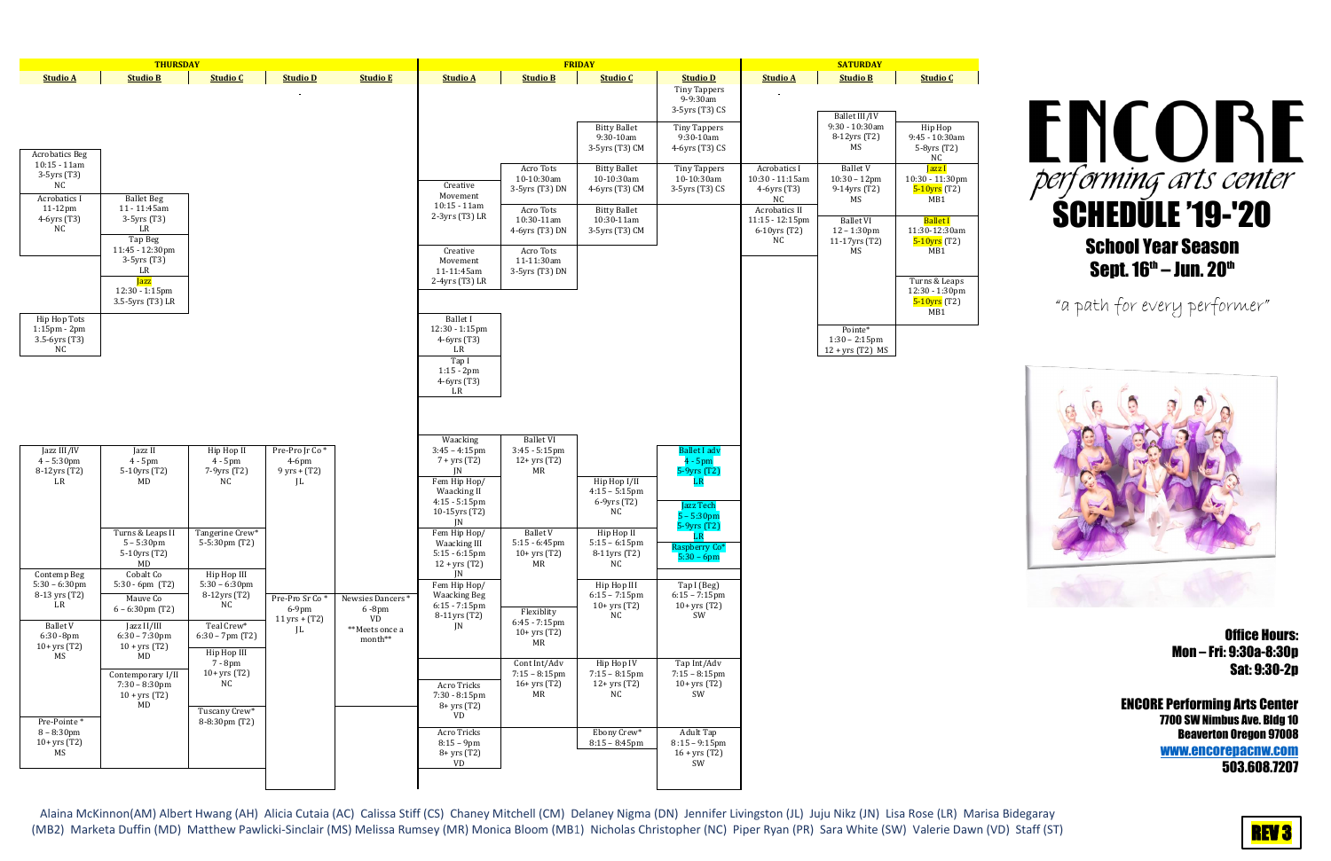# ENCORE

*performing arts center*

## SCHEDULE '19-'20

### School Year Season

### Sept. 16th – Jun. 20th

"a path for every performer"

**Office Hours:**
Mon – Fri: 9:30a-8:30p
Sat: 9:30-2p

**ENCORE Performing Arts Center**
7700 SW Nimbus Ave. Bldg 10
Beaverton Oregon 97008
www.encorepacnw.com
503.608.7207

REV 3

## THURSDAY

| Studio A | Studio B | Studio C | Studio D | Studio E |
|---|---|---|---|---|
| Acrobatics Beg 10:15 - 11am 3-5yrs (T3) NC | | | | |
| Acrobatics I 11-12pm 4-6yrs (T3) NC | Ballet Beg 11 - 11:45am 3-5yrs (T3) LR | | | |
| | Tap Beg 11:45 - 12:30pm 3-5yrs (T3) LR | | | |
| | Jazz 12:30 - 1:15pm 3.5-5yrs (T3) LR | | | |
| Hip Hop Tots 1:15pm - 2pm 3.5-6yrs (T3) NC | | | | |
| Jazz III/IV 4 – 5:30pm 8-12yrs (T2) LR | Jazz II 4 - 5pm 5-10yrs (T2) MD | Hip Hop II 4 - 5pm 7-9yrs (T2) NC | Pre-Pro Jr Co* 4-6pm 9 yrs + (T2) JL | |
| | Turns & Leaps II 5 – 5:30pm 5-10yrs (T2) MD | Tangerine Crew* 5-5:30pm (T2) | | |
| Contemp Beg 5:30 – 6:30pm 8-13 yrs (T2) LR | Cobalt Co 5:30 - 6pm (T2) | Hip Hop III 5:30 – 6:30pm 8-12yrs (T2) NC | | |
| | Mauve Co 6 – 6:30pm (T2) | | Pre-Pro Sr Co* 6-9pm 11 yrs + (T2) JL | Newsies Dancers* 6 -8pm VD **Meets once a month** |
| Ballet V 6:30 -8pm 10+yrs (T2) MS | Jazz II/III 6:30 – 7:30pm 10 + yrs (T2) MD | Teal Crew* 6:30 – 7pm (T2) | | |
| | Contemporary I/II 7:30 – 8:30pm 10 + yrs (T2) MD | Hip Hop III 7 - 8pm 10+ yrs (T2) NC | | |
| Pre-Pointe* 8 – 8:30pm 10+ yrs (T2) MS | | Tuscany Crew* 8-8:30pm (T2) | | |

## FRIDAY

| Studio A | Studio B | Studio C | Studio D |
|---|---|---|---|
| | | | Tiny Tappers 9-9:30am 3-5yrs (T3) CS |
| | | Bitty Ballet 9:30-10am 3-5yrs (T3) CM | Tiny Tappers 9:30-10am 4-6yrs (T3) CS |
| Creative Movement 10:15 - 11am 2-3yrs (T3) LR | Acro Tots 10-10:30am 3-5yrs (T3) DN | Bitty Ballet 10-10:30am 4-6yrs (T3) CM | Tiny Tappers 10-10:30am 3-5yrs (T3) CS |
| | Acro Tots 10:30-11am 4-6yrs (T3) DN | Bitty Ballet 10:30-11am 3-5yrs (T3) CM | |
| Creative Movement 11-11:45am 2-4yrs (T3) LR | Acro Tots 11-11:30am 3-5yrs (T3) DN | | |
| Ballet I 12:30 - 1:15pm 4-6yrs (T3) LR | | | |
| Tap I 1:15 - 2pm 4-6yrs (T3) LR | | | |
| Waacking 3:45 – 4:15pm 7 + yrs (T2) JN | Ballet VI 3:45 - 5:15pm 12+ yrs (T2) MR | | Ballet I adv 4 - 5pm 5-9yrs (T2) LR |
| Fem Hip Hop/ Waacking II 4:15 - 5:15pm 10-15yrs (T2) JN | | Hip Hop I/II 4:15 – 5:15pm 6-9yrs (T2) NC | Jazz Tech 5 – 5:30pm 5-9yrs (T2) LR |
| Fem Hip Hop/ Waacking III 5:15 - 6:15pm 12 + yrs (T2) JN | Ballet V 5:15 - 6:45pm 10+ yrs (T2) MR | Hip Hop II 5:15 – 6:15pm 8-11yrs (T2) NC | Raspberry Co* 5:30 – 6pm |
| Fem Hip Hop/ Waacking Beg 6:15 - 7:15pm 8-11yrs (T2) JN | Flexiblity 6:45 - 7:15pm 10+ yrs (T2) MR | Hip Hop III 6:15 – 7:15pm 10+ yrs (T2) NC | Tap I (Beg) 6:15 – 7:15pm 10+ yrs (T2) SW |
| Acro Tricks 7:30 - 8:15pm 8+ yrs (T2) VD | Cont Int/Adv 7:15 – 8:15pm 16+ yrs (T2) MR | Hip Hop IV 7:15 – 8:15pm 12+ yrs (T2) NC | Tap Int/Adv 7:15 – 8:15pm 10+ yrs (T2) SW |
| Acro Tricks 8:15 – 9pm 8+ yrs (T2) VD | | Ebony Crew* 8:15 – 8:45pm | Adult Tap 8:15 – 9:15pm 16 + yrs (T2) SW |

## SATURDAY

| Studio A | Studio B | Studio C |
|---|---|---|
| | Ballet III/IV 9:30 - 10:30am 8-12yrs (T2) MS | Hip Hop 9:45 - 10:30am 5-8yrs (T2) NC |
| Acrobatics I 10:30 - 11:15am 4-6yrs (T3) NC | Ballet V 10:30 – 12pm 9-14yrs (T2) MS | Jazz I 10:30 - 11:30pm 5-10yrs (T2) MB1 |
| Acrobatics II 11:15 - 12:15pm 6-10yrs (T2) NC | Ballet VI 12 – 1:30pm 11-17yrs (T2) MS | Ballet I 11:30-12:30am 5-10yrs (T2) MB1 |
| | | Turns & Leaps 12:30 - 1:30pm 5-10yrs (T2) MB1 |
| | Pointe* 1:30 – 2:15pm 12 + yrs (T2) MS | |

Alaina McKinnon(AM) Albert Hwang (AH) Alicia Cutaia (AC) Calissa Stiff (CS) Chaney Mitchell (CM) Delaney Nigma (DN) Jennifer Livingston (JL) Juju Nikz (JN) Lisa Rose (LR) Marisa Bidegaray (MB2) Marketa Duffin (MD) Matthew Pawlicki-Sinclair (MS) Melissa Rumsey (MR) Monica Bloom (MB1) Nicholas Christopher (NC) Piper Ryan (PR) Sara White (SW) Valerie Dawn (VD) Staff (ST)